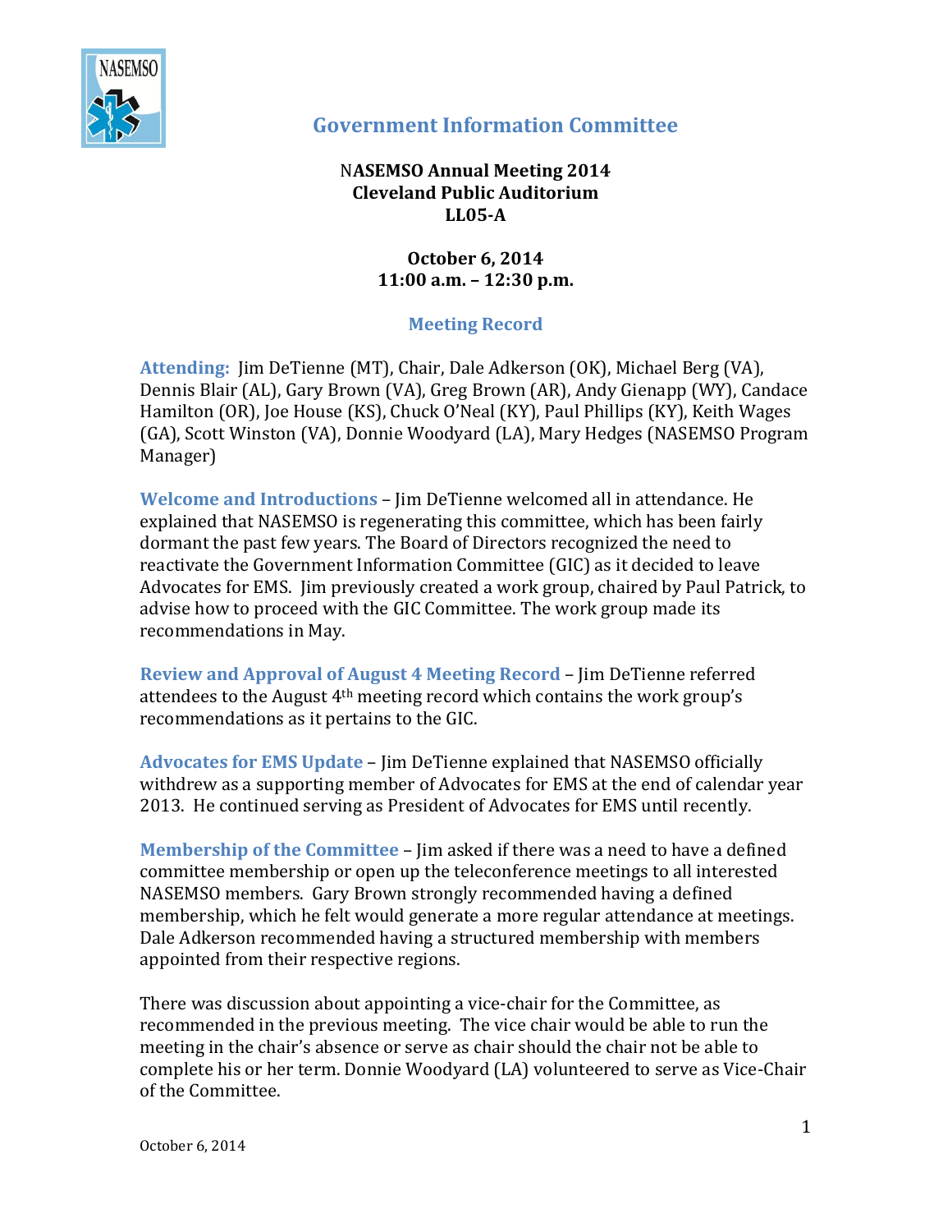# Government Information Committee

**NASEMSO Annual Meeting 2014**
**Cleveland Public Auditorium**
**LL05-A**

**October 6, 2014**
**11:00 a.m. – 12:30 p.m.**

## Meeting Record

**Attending:** Jim DeTienne (MT), Chair, Dale Adkerson (OK), Michael Berg (VA), Dennis Blair (AL), Gary Brown (VA), Greg Brown (AR), Andy Gienapp (WY), Candace Hamilton (OR), Joe House (KS), Chuck O'Neal (KY), Paul Phillips (KY), Keith Wages (GA), Scott Winston (VA), Donnie Woodyard (LA), Mary Hedges (NASEMSO Program Manager)

**Welcome and Introductions** – Jim DeTienne welcomed all in attendance. He explained that NASEMSO is regenerating this committee, which has been fairly dormant the past few years. The Board of Directors recognized the need to reactivate the Government Information Committee (GIC) as it decided to leave Advocates for EMS. Jim previously created a work group, chaired by Paul Patrick, to advise how to proceed with the GIC Committee. The work group made its recommendations in May.

**Review and Approval of August 4 Meeting Record** – Jim DeTienne referred attendees to the August 4th meeting record which contains the work group's recommendations as it pertains to the GIC.

**Advocates for EMS Update** – Jim DeTienne explained that NASEMSO officially withdrew as a supporting member of Advocates for EMS at the end of calendar year 2013. He continued serving as President of Advocates for EMS until recently.

**Membership of the Committee** – Jim asked if there was a need to have a defined committee membership or open up the teleconference meetings to all interested NASEMSO members. Gary Brown strongly recommended having a defined membership, which he felt would generate a more regular attendance at meetings. Dale Adkerson recommended having a structured membership with members appointed from their respective regions.

There was discussion about appointing a vice-chair for the Committee, as recommended in the previous meeting. The vice chair would be able to run the meeting in the chair's absence or serve as chair should the chair not be able to complete his or her term. Donnie Woodyard (LA) volunteered to serve as Vice-Chair of the Committee.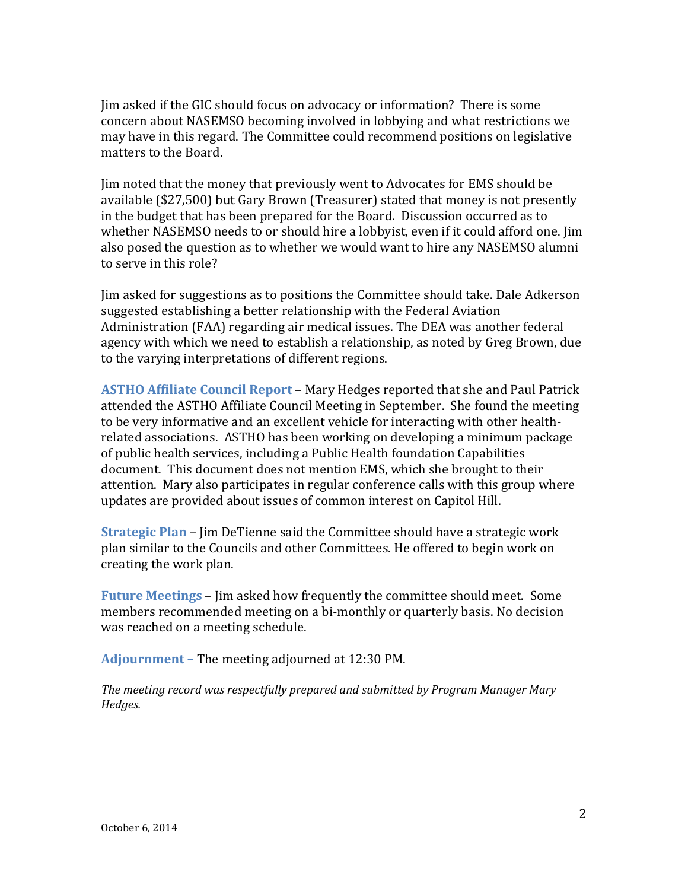Jim asked if the GIC should focus on advocacy or information? There is some concern about NASEMSO becoming involved in lobbying and what restrictions we may have in this regard. The Committee could recommend positions on legislative matters to the Board.

Jim noted that the money that previously went to Advocates for EMS should be available ($27,500) but Gary Brown (Treasurer) stated that money is not presently in the budget that has been prepared for the Board. Discussion occurred as to whether NASEMSO needs to or should hire a lobbyist, even if it could afford one. Jim also posed the question as to whether we would want to hire any NASEMSO alumni to serve in this role?

Jim asked for suggestions as to positions the Committee should take. Dale Adkerson suggested establishing a better relationship with the Federal Aviation Administration (FAA) regarding air medical issues. The DEA was another federal agency with which we need to establish a relationship, as noted by Greg Brown, due to the varying interpretations of different regions.

**ASTHO Affiliate Council Report** – Mary Hedges reported that she and Paul Patrick attended the ASTHO Affiliate Council Meeting in September. She found the meeting to be very informative and an excellent vehicle for interacting with other health-related associations. ASTHO has been working on developing a minimum package of public health services, including a Public Health foundation Capabilities document. This document does not mention EMS, which she brought to their attention. Mary also participates in regular conference calls with this group where updates are provided about issues of common interest on Capitol Hill.

**Strategic Plan** – Jim DeTienne said the Committee should have a strategic work plan similar to the Councils and other Committees. He offered to begin work on creating the work plan.

**Future Meetings** – Jim asked how frequently the committee should meet. Some members recommended meeting on a bi-monthly or quarterly basis. No decision was reached on a meeting schedule.

**Adjournment** – The meeting adjourned at 12:30 PM.

*The meeting record was respectfully prepared and submitted by Program Manager Mary Hedges.*